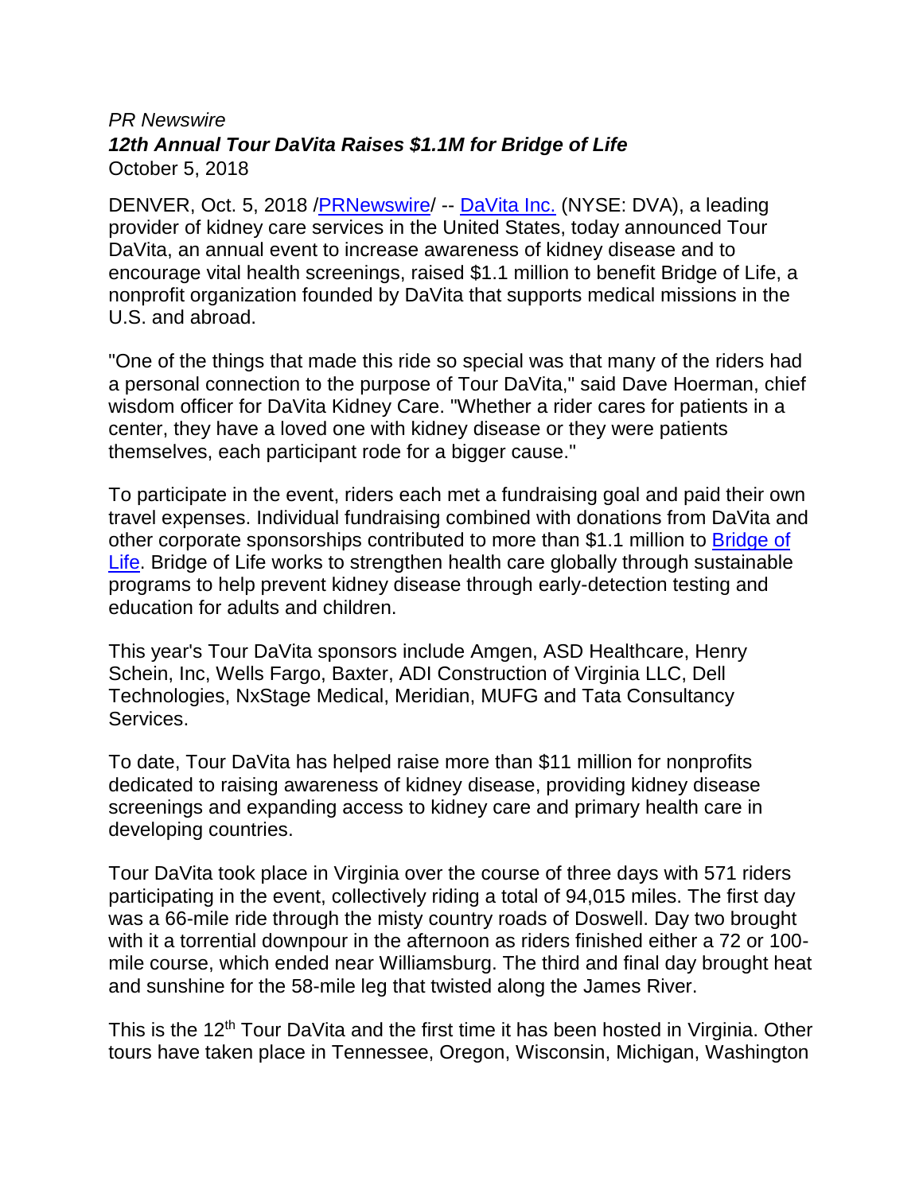*PR Newswire*
***12th Annual Tour DaVita Raises $1.1M for Bridge of Life***
October 5, 2018

DENVER, Oct. 5, 2018 /PRNewswire/ -- DaVita Inc. (NYSE: DVA), a leading provider of kidney care services in the United States, today announced Tour DaVita, an annual event to increase awareness of kidney disease and to encourage vital health screenings, raised $1.1 million to benefit Bridge of Life, a nonprofit organization founded by DaVita that supports medical missions in the U.S. and abroad.

"One of the things that made this ride so special was that many of the riders had a personal connection to the purpose of Tour DaVita," said Dave Hoerman, chief wisdom officer for DaVita Kidney Care. "Whether a rider cares for patients in a center, they have a loved one with kidney disease or they were patients themselves, each participant rode for a bigger cause."

To participate in the event, riders each met a fundraising goal and paid their own travel expenses. Individual fundraising combined with donations from DaVita and other corporate sponsorships contributed to more than $1.1 million to Bridge of Life. Bridge of Life works to strengthen health care globally through sustainable programs to help prevent kidney disease through early-detection testing and education for adults and children.

This year's Tour DaVita sponsors include Amgen, ASD Healthcare, Henry Schein, Inc, Wells Fargo, Baxter, ADI Construction of Virginia LLC, Dell Technologies, NxStage Medical, Meridian, MUFG and Tata Consultancy Services.

To date, Tour DaVita has helped raise more than $11 million for nonprofits dedicated to raising awareness of kidney disease, providing kidney disease screenings and expanding access to kidney care and primary health care in developing countries.

Tour DaVita took place in Virginia over the course of three days with 571 riders participating in the event, collectively riding a total of 94,015 miles. The first day was a 66-mile ride through the misty country roads of Doswell. Day two brought with it a torrential downpour in the afternoon as riders finished either a 72 or 100-mile course, which ended near Williamsburg. The third and final day brought heat and sunshine for the 58-mile leg that twisted along the James River.

This is the 12th Tour DaVita and the first time it has been hosted in Virginia. Other tours have taken place in Tennessee, Oregon, Wisconsin, Michigan, Washington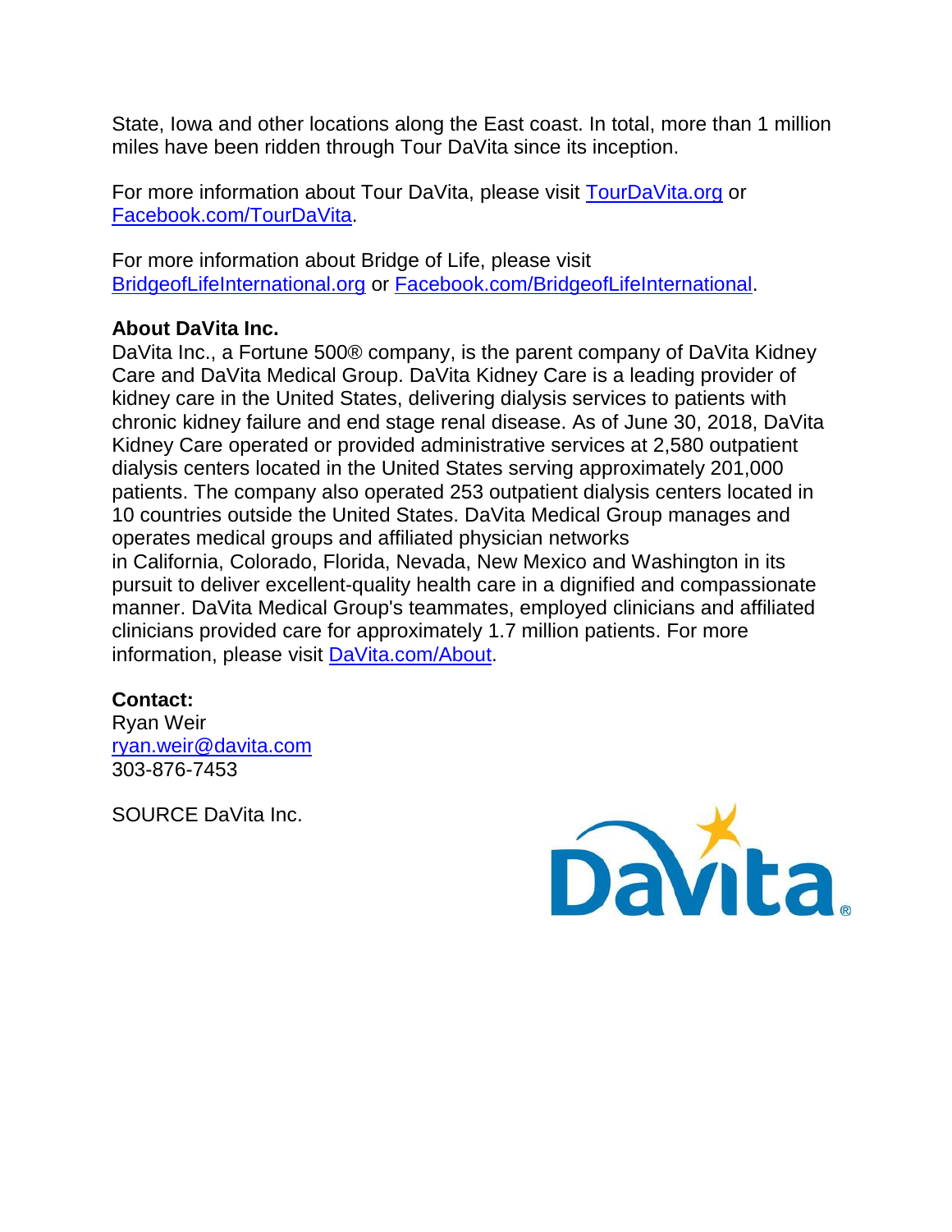State, Iowa and other locations along the East coast. In total, more than 1 million miles have been ridden through Tour DaVita since its inception.

For more information about Tour DaVita, please visit [TourDaVita.org](TourDaVita.org) or [Facebook.com/TourDaVita](Facebook.com/TourDaVita).

For more information about Bridge of Life, please visit [BridgeofLifeInternational.org](BridgeofLifeInternational.org) or [Facebook.com/BridgeofLifeInternational](Facebook.com/BridgeofLifeInternational).

**About DaVita Inc.**

DaVita Inc., a Fortune 500® company, is the parent company of DaVita Kidney Care and DaVita Medical Group. DaVita Kidney Care is a leading provider of kidney care in the United States, delivering dialysis services to patients with chronic kidney failure and end stage renal disease. As of June 30, 2018, DaVita Kidney Care operated or provided administrative services at 2,580 outpatient dialysis centers located in the United States serving approximately 201,000 patients. The company also operated 253 outpatient dialysis centers located in 10 countries outside the United States. DaVita Medical Group manages and operates medical groups and affiliated physician networks in California, Colorado, Florida, Nevada, New Mexico and Washington in its pursuit to deliver excellent-quality health care in a dignified and compassionate manner. DaVita Medical Group's teammates, employed clinicians and affiliated clinicians provided care for approximately 1.7 million patients. For more information, please visit [DaVita.com/About](DaVita.com/About).

**Contact:**
Ryan Weir
[ryan.weir@davita.com](mailto:ryan.weir@davita.com)
303-876-7453

SOURCE DaVita Inc.

DaVita®